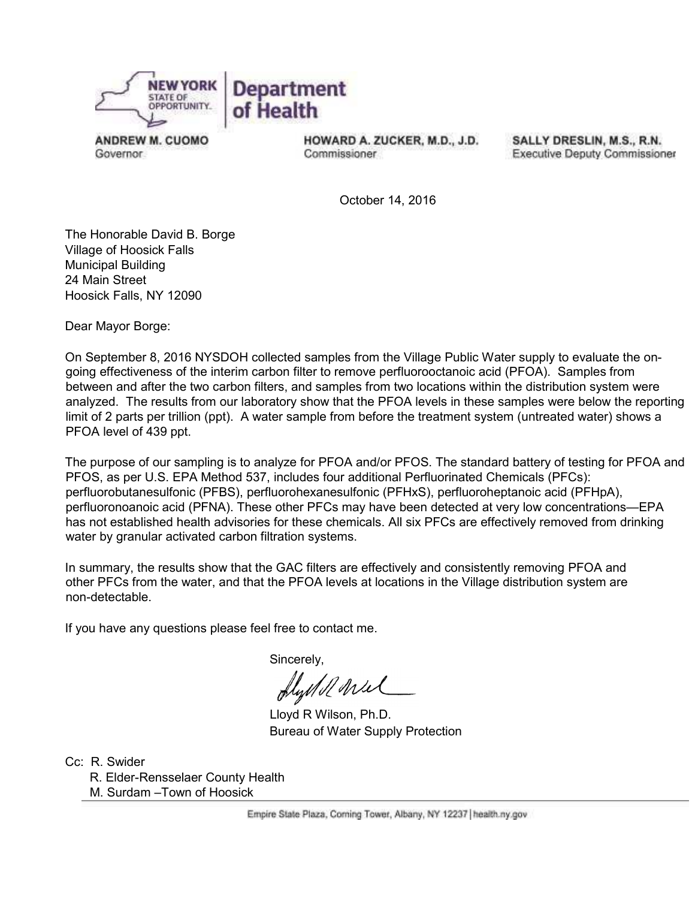NEW YORK STATE OF OPPORTUNITY. | Department of Health

ANDREW M. CUOMO
Governor

HOWARD A. ZUCKER, M.D., J.D.
Commissioner

SALLY DRESLIN, M.S., R.N.
Executive Deputy Commissioner

October 14, 2016

The Honorable David B. Borge
Village of Hoosick Falls
Municipal Building
24 Main Street
Hoosick Falls, NY 12090

Dear Mayor Borge:

On September 8, 2016 NYSDOH collected samples from the Village Public Water supply to evaluate the on-going effectiveness of the interim carbon filter to remove perfluorooctanoic acid (PFOA). Samples from between and after the two carbon filters, and samples from two locations within the distribution system were analyzed. The results from our laboratory show that the PFOA levels in these samples were below the reporting limit of 2 parts per trillion (ppt). A water sample from before the treatment system (untreated water) shows a PFOA level of 439 ppt.

The purpose of our sampling is to analyze for PFOA and/or PFOS. The standard battery of testing for PFOA and PFOS, as per U.S. EPA Method 537, includes four additional Perfluorinated Chemicals (PFCs): perfluorobutanesulfonic (PFBS), perfluorohexanesulfonic (PFHxS), perfluoroheptanoic acid (PFHpA), perfluoronoanoic acid (PFNA). These other PFCs may have been detected at very low concentrations—EPA has not established health advisories for these chemicals. All six PFCs are effectively removed from drinking water by granular activated carbon filtration systems.

In summary, the results show that the GAC filters are effectively and consistently removing PFOA and other PFCs from the water, and that the PFOA levels at locations in the Village distribution system are non-detectable.

If you have any questions please feel free to contact me.

Sincerely,

Lloyd R Wilson, Ph.D.
Bureau of Water Supply Protection

Cc: R. Swider
R. Elder-Rensselaer County Health
M. Surdam –Town of Hoosick

Empire State Plaza, Corning Tower, Albany, NY 12237 | health.ny.gov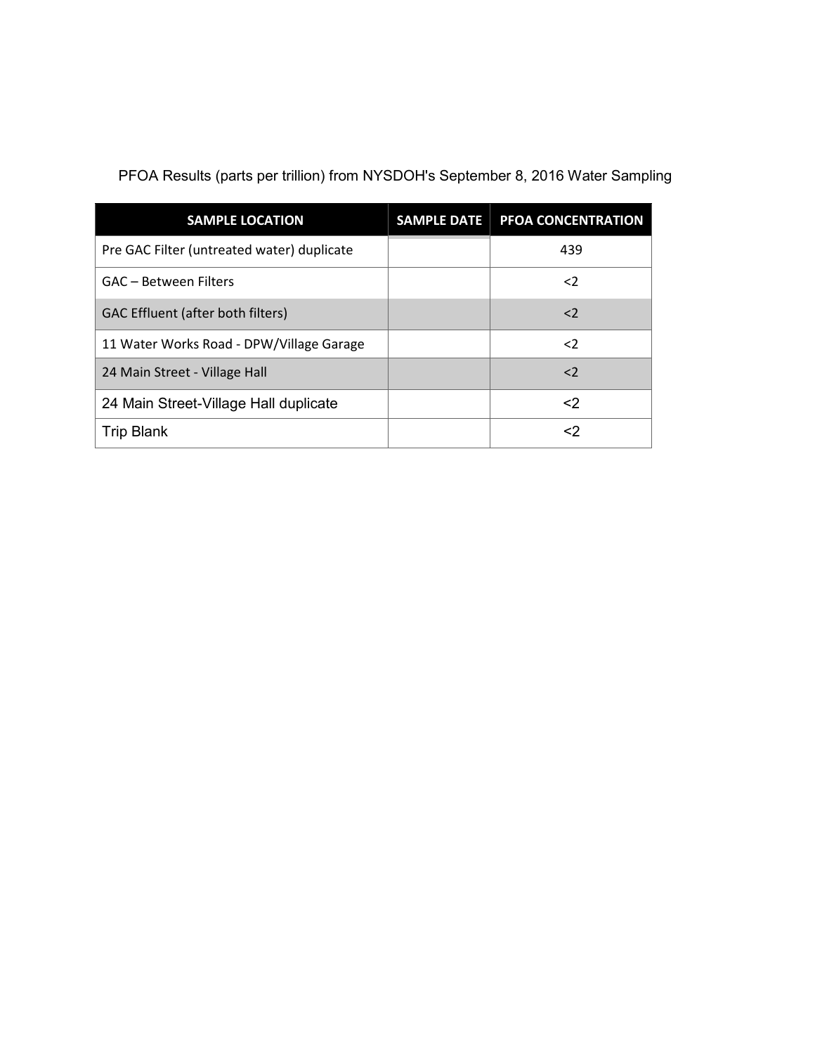PFOA Results (parts per trillion) from NYSDOH's September 8, 2016 Water Sampling

| SAMPLE LOCATION | SAMPLE DATE | PFOA CONCENTRATION |
|---|---|---|
| Pre GAC Filter (untreated water) duplicate | | 439 |
| GAC – Between Filters | | <2 |
| GAC Effluent (after both filters) | | <2 |
| 11 Water Works Road - DPW/Village Garage | | <2 |
| 24 Main Street - Village Hall | | <2 |
| 24 Main Street-Village Hall duplicate | | <2 |
| Trip Blank | | <2 |